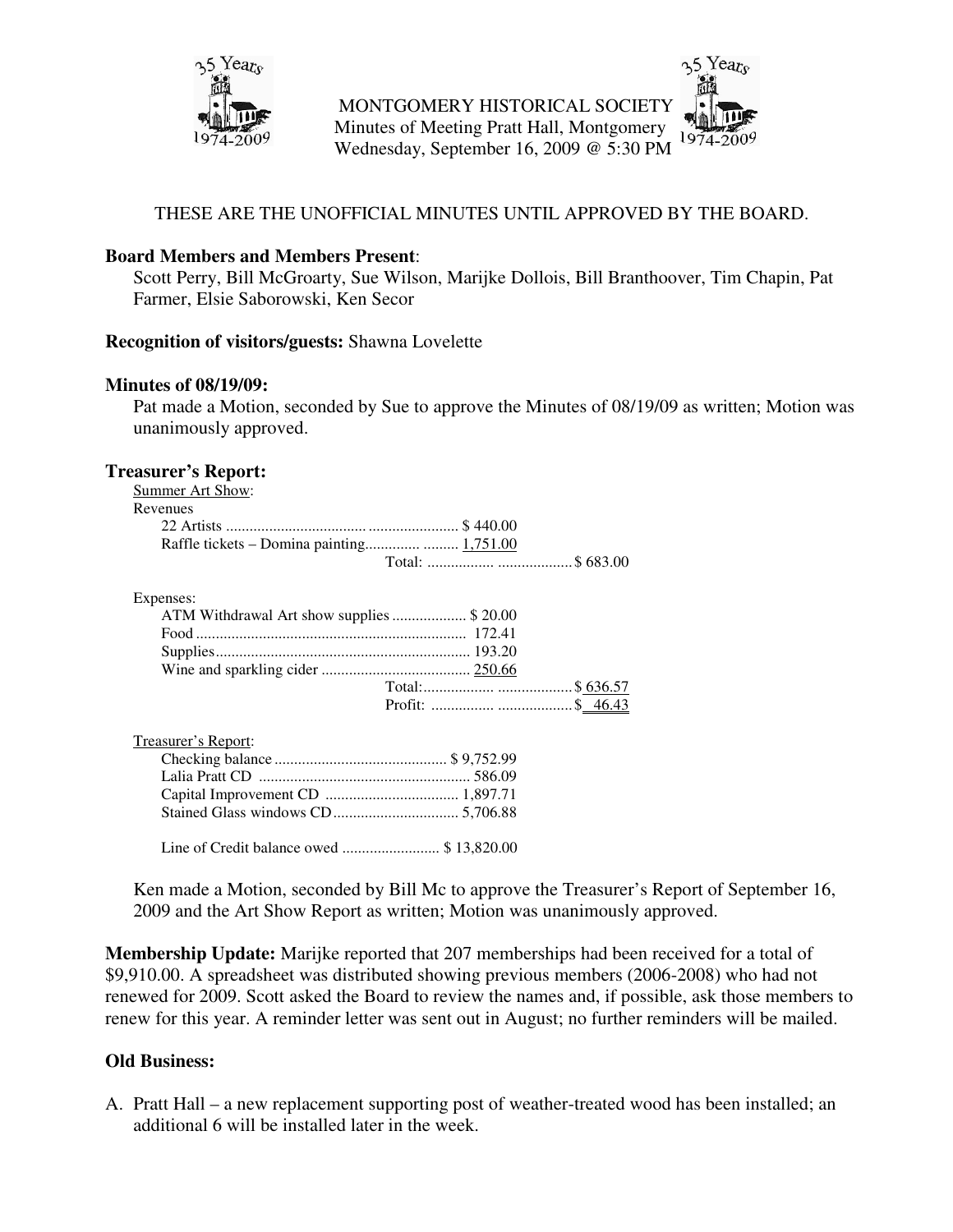MONTGOMERY HISTORICAL SOCIETY
Minutes of Meeting Pratt Hall, Montgomery
Wednesday, September 16, 2009 @ 5:30 PM

THESE ARE THE UNOFFICIAL MINUTES UNTIL APPROVED BY THE BOARD.

**Board Members and Members Present**:
Scott Perry, Bill McGroarty, Sue Wilson, Marijke Dollois, Bill Branthoover, Tim Chapin, Pat Farmer, Elsie Saborowski, Ken Secor

**Recognition of visitors/guests:** Shawna Lovelette

**Minutes of 08/19/09:**
Pat made a Motion, seconded by Sue to approve the Minutes of 08/19/09 as written; Motion was unanimously approved.

**Treasurer's Report:**

Summer Art Show:

Revenues

| | | |
|---|---|---|
| 22 Artists | $ 440.00 | |
| Raffle tickets – Domina painting | 1,751.00 | |
| | Total: | $ 683.00 |

Expenses:

| | | |
|---|---|---|
| ATM Withdrawal Art show supplies | $ 20.00 | |
| Food | 172.41 | |
| Supplies | 193.20 | |
| Wine and sparkling cider | 250.66 | |
| | Total: | $ 636.57 |
| | Profit: | $ 46.43 |

Treasurer's Report:

| | |
|---|---|
| Checking balance | $ 9,752.99 |
| Lalia Pratt CD | 586.09 |
| Capital Improvement CD | 1,897.71 |
| Stained Glass windows CD | 5,706.88 |
| Line of Credit balance owed | $ 13,820.00 |

Ken made a Motion, seconded by Bill Mc to approve the Treasurer's Report of September 16, 2009 and the Art Show Report as written; Motion was unanimously approved.

**Membership Update:** Marijke reported that 207 memberships had been received for a total of $9,910.00. A spreadsheet was distributed showing previous members (2006-2008) who had not renewed for 2009. Scott asked the Board to review the names and, if possible, ask those members to renew for this year. A reminder letter was sent out in August; no further reminders will be mailed.

**Old Business:**

A. Pratt Hall – a new replacement supporting post of weather-treated wood has been installed; an additional 6 will be installed later in the week.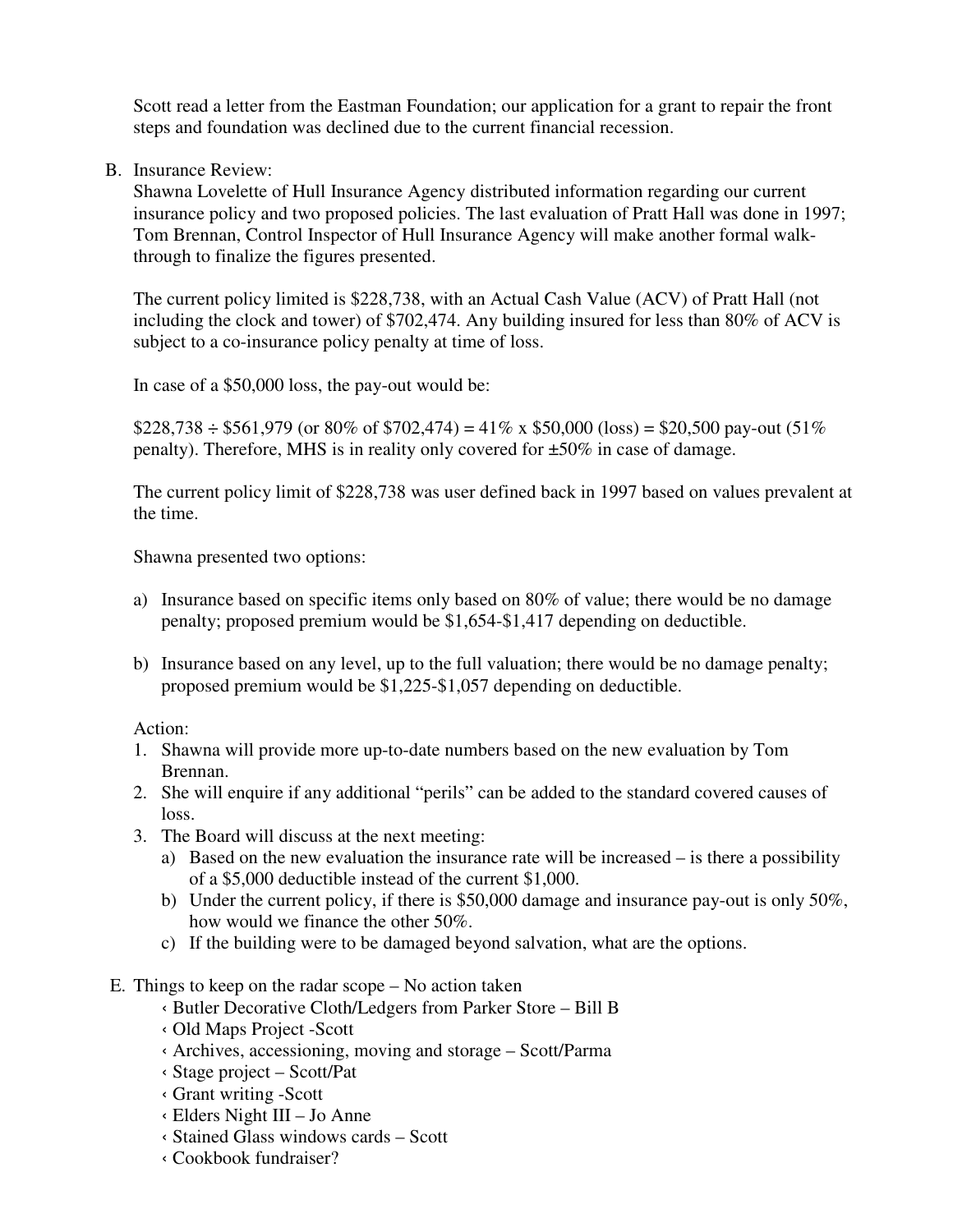Scott read a letter from the Eastman Foundation; our application for a grant to repair the front steps and foundation was declined due to the current financial recession.

B. Insurance Review:

Shawna Lovelette of Hull Insurance Agency distributed information regarding our current insurance policy and two proposed policies. The last evaluation of Pratt Hall was done in 1997; Tom Brennan, Control Inspector of Hull Insurance Agency will make another formal walk-through to finalize the figures presented.

The current policy limited is $228,738, with an Actual Cash Value (ACV) of Pratt Hall (not including the clock and tower) of $702,474. Any building insured for less than 80% of ACV is subject to a co-insurance policy penalty at time of loss.

In case of a $50,000 loss, the pay-out would be:

$228,738 ÷ $561,979 (or 80% of $702,474) = 41% x $50,000 (loss) = $20,500 pay-out (51% penalty). Therefore, MHS is in reality only covered for ±50% in case of damage.

The current policy limit of $228,738 was user defined back in 1997 based on values prevalent at the time.

Shawna presented two options:

a) Insurance based on specific items only based on 80% of value; there would be no damage penalty; proposed premium would be $1,654-$1,417 depending on deductible.

b) Insurance based on any level, up to the full valuation; there would be no damage penalty; proposed premium would be $1,225-$1,057 depending on deductible.

Action:

1. Shawna will provide more up-to-date numbers based on the new evaluation by Tom Brennan.
2. She will enquire if any additional "perils" can be added to the standard covered causes of loss.
3. The Board will discuss at the next meeting:
   a) Based on the new evaluation the insurance rate will be increased – is there a possibility of a $5,000 deductible instead of the current $1,000.
   b) Under the current policy, if there is $50,000 damage and insurance pay-out is only 50%, how would we finance the other 50%.
   c) If the building were to be damaged beyond salvation, what are the options.

E. Things to keep on the radar scope – No action taken

- Butler Decorative Cloth/Ledgers from Parker Store – Bill B
- Old Maps Project -Scott
- Archives, accessioning, moving and storage – Scott/Parma
- Stage project – Scott/Pat
- Grant writing -Scott
- Elders Night III – Jo Anne
- Stained Glass windows cards – Scott
- Cookbook fundraiser?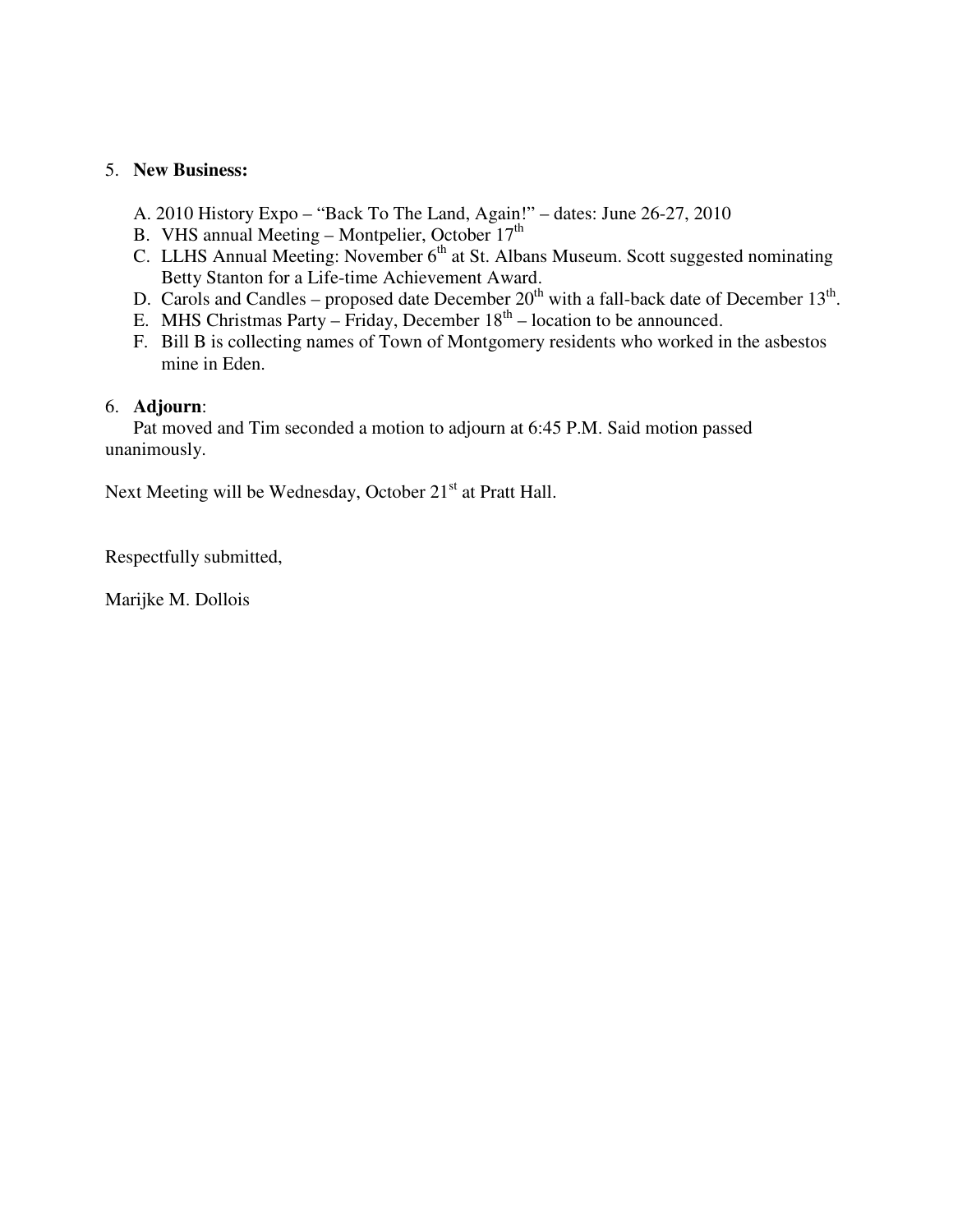5. **New Business:**

   A. 2010 History Expo – "Back To The Land, Again!" – dates: June 26-27, 2010

   B. VHS annual Meeting – Montpelier, October 17th

   C. LLHS Annual Meeting: November 6th at St. Albans Museum. Scott suggested nominating Betty Stanton for a Life-time Achievement Award.

   D. Carols and Candles – proposed date December 20th with a fall-back date of December 13th.

   E. MHS Christmas Party – Friday, December 18th – location to be announced.

   F. Bill B is collecting names of Town of Montgomery residents who worked in the asbestos mine in Eden.

6. **Adjourn**:

   Pat moved and Tim seconded a motion to adjourn at 6:45 P.M. Said motion passed unanimously.

Next Meeting will be Wednesday, October 21st at Pratt Hall.

Respectfully submitted,

Marijke M. Dollois